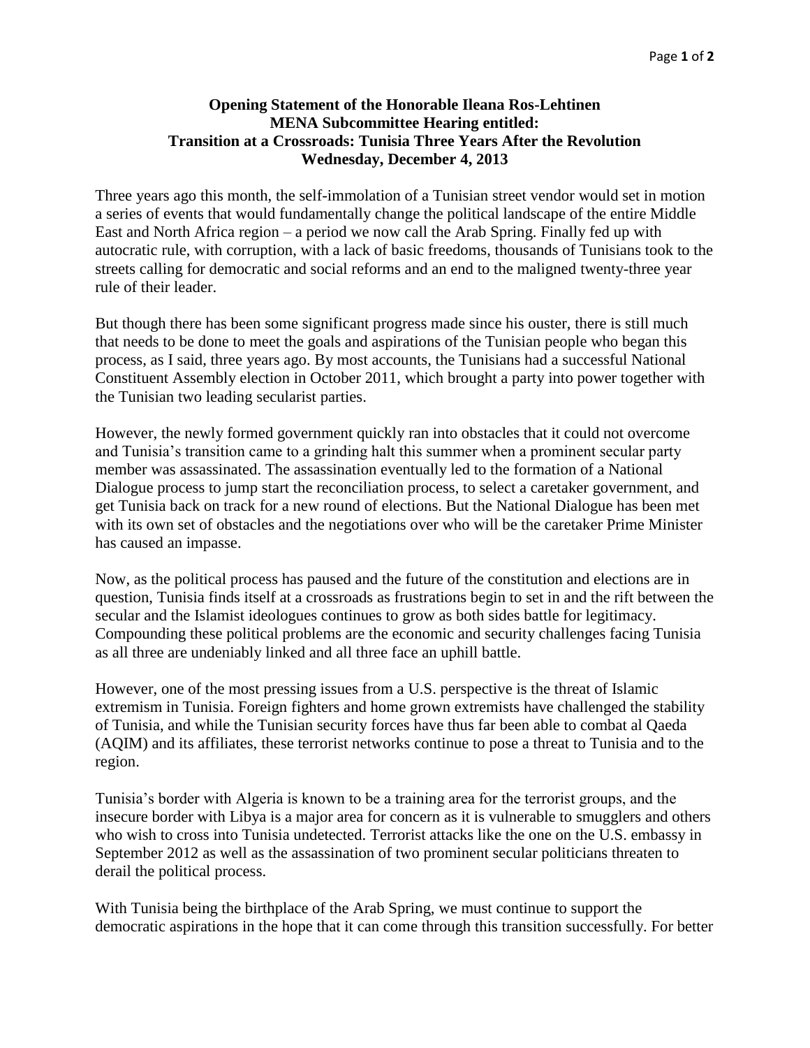**Opening Statement of the Honorable Ileana Ros-Lehtinen**
**MENA Subcommittee Hearing entitled:**
**Transition at a Crossroads: Tunisia Three Years After the Revolution**
**Wednesday, December 4, 2013**

Three years ago this month, the self-immolation of a Tunisian street vendor would set in motion a series of events that would fundamentally change the political landscape of the entire Middle East and North Africa region – a period we now call the Arab Spring. Finally fed up with autocratic rule, with corruption, with a lack of basic freedoms, thousands of Tunisians took to the streets calling for democratic and social reforms and an end to the maligned twenty-three year rule of their leader.

But though there has been some significant progress made since his ouster, there is still much that needs to be done to meet the goals and aspirations of the Tunisian people who began this process, as I said, three years ago. By most accounts, the Tunisians had a successful National Constituent Assembly election in October 2011, which brought a party into power together with the Tunisian two leading secularist parties.

However, the newly formed government quickly ran into obstacles that it could not overcome and Tunisia's transition came to a grinding halt this summer when a prominent secular party member was assassinated. The assassination eventually led to the formation of a National Dialogue process to jump start the reconciliation process, to select a caretaker government, and get Tunisia back on track for a new round of elections. But the National Dialogue has been met with its own set of obstacles and the negotiations over who will be the caretaker Prime Minister has caused an impasse.

Now, as the political process has paused and the future of the constitution and elections are in question, Tunisia finds itself at a crossroads as frustrations begin to set in and the rift between the secular and the Islamist ideologues continues to grow as both sides battle for legitimacy. Compounding these political problems are the economic and security challenges facing Tunisia as all three are undeniably linked and all three face an uphill battle.

However, one of the most pressing issues from a U.S. perspective is the threat of Islamic extremism in Tunisia. Foreign fighters and home grown extremists have challenged the stability of Tunisia, and while the Tunisian security forces have thus far been able to combat al Qaeda (AQIM) and its affiliates, these terrorist networks continue to pose a threat to Tunisia and to the region.

Tunisia's border with Algeria is known to be a training area for the terrorist groups, and the insecure border with Libya is a major area for concern as it is vulnerable to smugglers and others who wish to cross into Tunisia undetected. Terrorist attacks like the one on the U.S. embassy in September 2012 as well as the assassination of two prominent secular politicians threaten to derail the political process.

With Tunisia being the birthplace of the Arab Spring, we must continue to support the democratic aspirations in the hope that it can come through this transition successfully. For better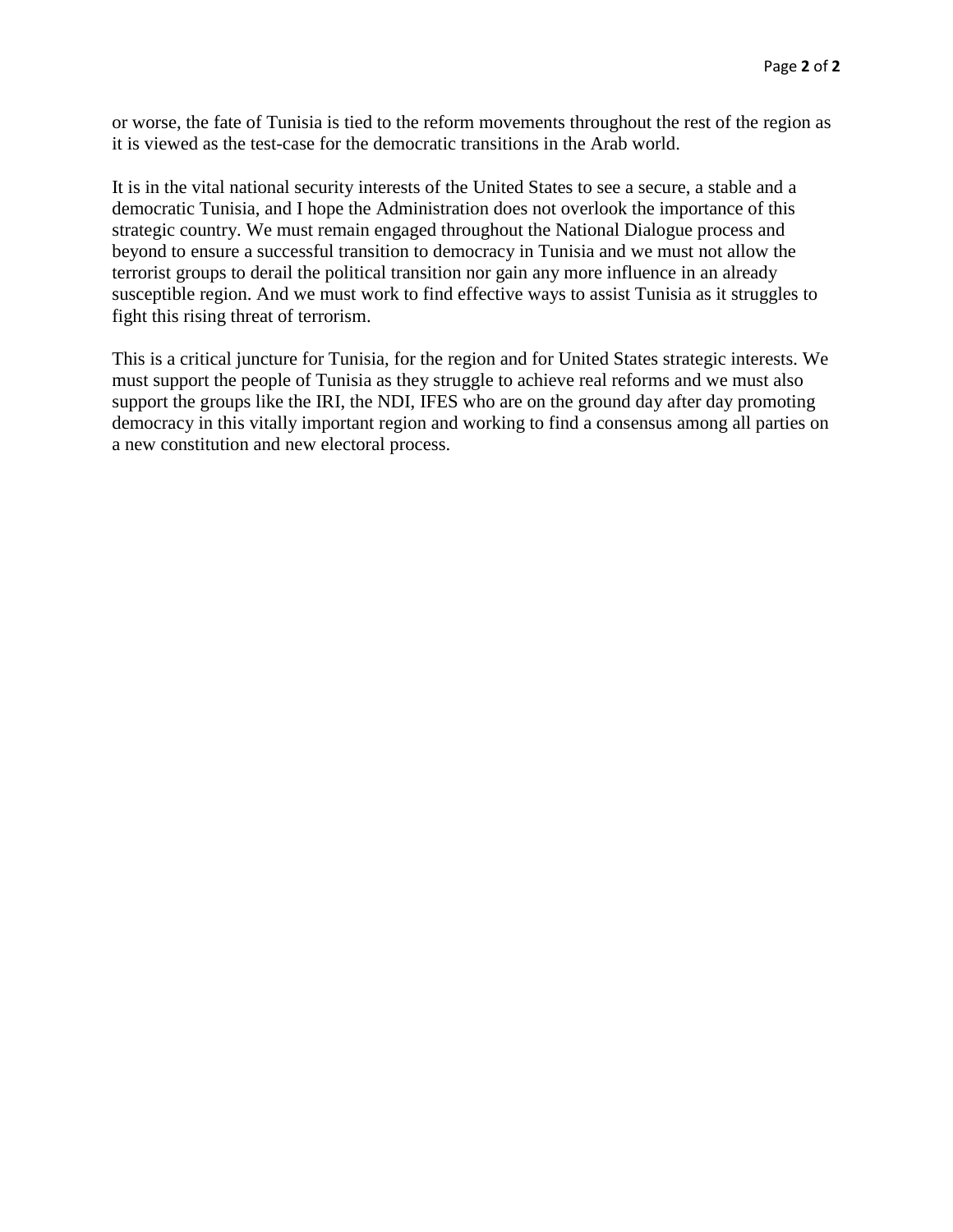or worse, the fate of Tunisia is tied to the reform movements throughout the rest of the region as it is viewed as the test-case for the democratic transitions in the Arab world.

It is in the vital national security interests of the United States to see a secure, a stable and a democratic Tunisia, and I hope the Administration does not overlook the importance of this strategic country. We must remain engaged throughout the National Dialogue process and beyond to ensure a successful transition to democracy in Tunisia and we must not allow the terrorist groups to derail the political transition nor gain any more influence in an already susceptible region. And we must work to find effective ways to assist Tunisia as it struggles to fight this rising threat of terrorism.

This is a critical juncture for Tunisia, for the region and for United States strategic interests. We must support the people of Tunisia as they struggle to achieve real reforms and we must also support the groups like the IRI, the NDI, IFES who are on the ground day after day promoting democracy in this vitally important region and working to find a consensus among all parties on a new constitution and new electoral process.